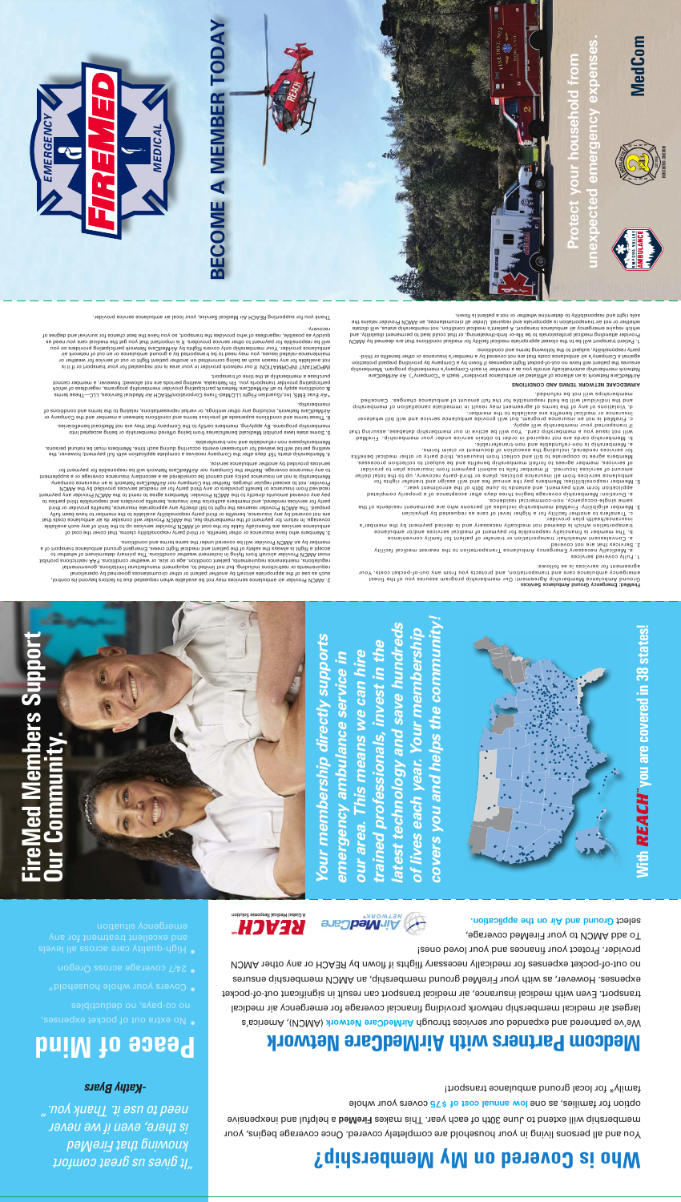# Who is Covered on My Membership?

You and all persons living in your household are completely covered. Once coverage begins, your membership will extend to June 30th of each year. This makes **FireMed** a helpful and inexpensive option for families, as one **low annual cost of $75** covers your whole family* for local ground ambulance transport!

*"It gives us great comfort knowing that FireMed is there, even if we never need to use it. Thank you."*

*-Kathy Byers*

## Medcom Partners with AirMedCare Network

We've partnered and expanded our services through **AirMedCare Network** (AMCN), America's largest air medical membership network providing financial coverage for emergency air medical transport. Even with medical insurance, air medical transport can result in significant out-of-pocket expenses. However, as with your FireMed ground membership, an AMCN membership ensures no out-of-pocket expenses for medically necessary flights if flown by REACH or any other AMCN provider. Protect your finances and your loved ones!

To add AMCN to your FireMed coverage, select **Ground and Air on the application.**

## Peace of Mind

- No extra out of pocket expenses, no co-pays, no deductibles
- Covers your whole household*
- 24/7 coverage across Oregon
- High-quality care across all levels and excellent treatment for any emergency situation

# FireMed Members Support Our Community.

*Your membership directly supports emergency ambulance service in our area. This means we can hire trained professionals, invest in the latest technology and save hundreds of lives each year. Your membership covers you and helps the community!*

**With REACH you are covered in 38 states!**

**FireMed: Emergency Ground Ambulance Services**

Ground Ambulance Membership Agreement: Our membership program assures you of the finest emergency ambulance care and transportation, and protects you from any out-of-pocket costs. Your agreement for services is as follows:

1. Fully covered services
   a. Medically necessary Emergency Ambulance Transportation to the nearest medical facility
2. Services that are not covered
   a. Convalescent wheelchair transportation or transfer of patient for family convenience
   b. Transfers to another facility for a higher level of care as requested by the member's physician
   c. The member is financially responsible for payment of medical services and/or ambulance transportation which is deemed not medically necessary and is denied payment by the member's insurance/health plan provider.
3. Member eligibility: FireMed membership includes all persons who are permanent residents of the same single-occupancy, non-commercial residence.
4. Duration: Membership coverage begins three days after acceptance of a properly completed application form with payment, and extends to June 30th of the enrollment year.
5. Member responsibilities: Members pay the annual fee and will assign and transfer rights for ambulance services from all insurance policies, plans or third-party recovery, up to the total dollar amount of services incurred. If member fails to submit payment from insurance plan to provider of services, member agrees to forfeit membership benefits and be subject to collection processes. Members agree to cooperate to bill and collect from insurance, third party or other medical benefits for services rendered, including the execution of document or claim forms.
   a. Membership is non-refundable and non-transferable.
   b. Membership cards are not required in order to obtain service under your membership. FireMed will not issue you a membership card. You will be active in our membership database, assuring that if transported, your membership will apply.
   c. FireMed is not an insurance program, but will provide ambulance service and will bill whatever insurance or medical benefits are available to the member.
   d. Violations of any of the terms of agreement may result in immediate cancellation of membership and the individual will be held responsible for the full amount of ambulance charges. Cancelled memberships will not be refunded.

**AIRMEDCARE NETWORK TERMS AND CONDITIONS**

AirMedCare Network is an alliance of affiliated air ambulance providers* (each a "Company"). An AirMedCare Network membership automatically enrolls you as a member in each Company's membership program. Membership ensures the patient will have no out-of-pocket flight expenses if flown by a Company by providing prepaid protection against a Company's air ambulance costs that are not covered by a member's insurance or other benefits or third-party responsibility, subject to the following terms and conditions:

1. Patient transport will be to the closest appropriate medical facility for medical conditions that are deemed by AMCN Provider attending medical professionals to be life or limb-threatening, or that could lead to permanent disability, and which require emergency air ambulance transport. A patient's medical condition, not membership status, will dictate whether or not air transportation is appropriate and required. Under all circumstances, an AMCN Provider retains the sole right and responsibility to determine whether or not a patient is flown.
2. AMCN Provider air ambulance services may not be available when requested due to factors beyond its control, such as use of the appropriate aircraft by another patient or other circumstances governed by operational requirements including, but not limited to, equipment manufacturer limitations, governmental regulations, maintenance requirements, patient condition, age or size, weather conditions. FAA restrictions prohibit most AMCN Provider aircraft from flying in inclement weather conditions. The primary determinant of whether to use a flight is always the safety of the patient and medical flight crews. Emergent ground ambulance transport of a member by an AMCN Provider will be covered under the same terms and conditions.
3. Members who have insurance or other benefits, or third party responsibility claims, that cover the cost of air ambulance services are financially liable for cost of AMCN Provider services up to the limit of any such available coverage. In return for payment of the membership fee, the AMCN Provider will consider its air ambulance costs that are not covered by any insurance, benefits or third party responsibility available to the member to have been fully prepaid. The AMCN Provider reserves the right to bill directly any appropriate insurance, benefits provider or third party for services rendered, and members authorize their insurers, benefits providers and responsible third parties to pay any covered amounts directly to the AMCN Provider. Members agree to remit to the AMCN Provider any payment received from insurance or benefit providers or any third party for air medical services provided by the AMCN Provider, not to exceed regular charges. Neither the Company nor AirMedCare Network is an insurance company. Membership is not an insurance policy and cannot be considered as a secondary insurance coverage or a supplement to any insurance coverage. Neither the Company nor AirMedCare Network will be responsible for payment for services provided by another air ambulance service.
4. Membership starts 15 days after the Company receives a complete application with full payment; however, the waiting period will be waived for unforeseen events occurring during such time. Members must be natural persons. Memberships are non-refundable and non-transferable.
5. Some state laws prohibit Medicaid beneficiaries from being offered membership or being accepted into membership programs. By applying, members certify to the Company that they are not Medicaid beneficiaries.
6. These terms and conditions supersede all previous terms and conditions between a member and the Company or AirMedCare Network, including any other writings, or verbal representations, relating to the terms and conditions of membership.

*Ever EMS, Inc./Guardian Flight LLC/Med-Trans Corporation/REACH Air Medical Services, LLC—These terms & conditions apply to all AirMedCare Network participating provider membership programs, regardless of which participating provider transports you. In Nebraska, waiting periods are not allowed; however, a member cannot purchase a membership at the time of transport.

IMPORTANT INFORMATION: If our network provider in your area is not requested for your transport or if it is not available for any reason such as being committed on another patient flight or out of service for weather or maintenance-related issues, you may need to be transported by a ground ambulance or an out of network air ambulance provider. Your membership only covers flights by AirMedCare Network participating providers so you will be responsible for payment to other service providers. It is important that you get the medical care you need as quickly as possible, regardless of who provides the transport, so you have the best chance for survival and degree of recovery.

Thank you for supporting REACH Air Medical Service, your local air ambulance provider.

# BECOME A MEMBER TODAY

**Protect your household from unexpected emergency expenses.**

**MedCom**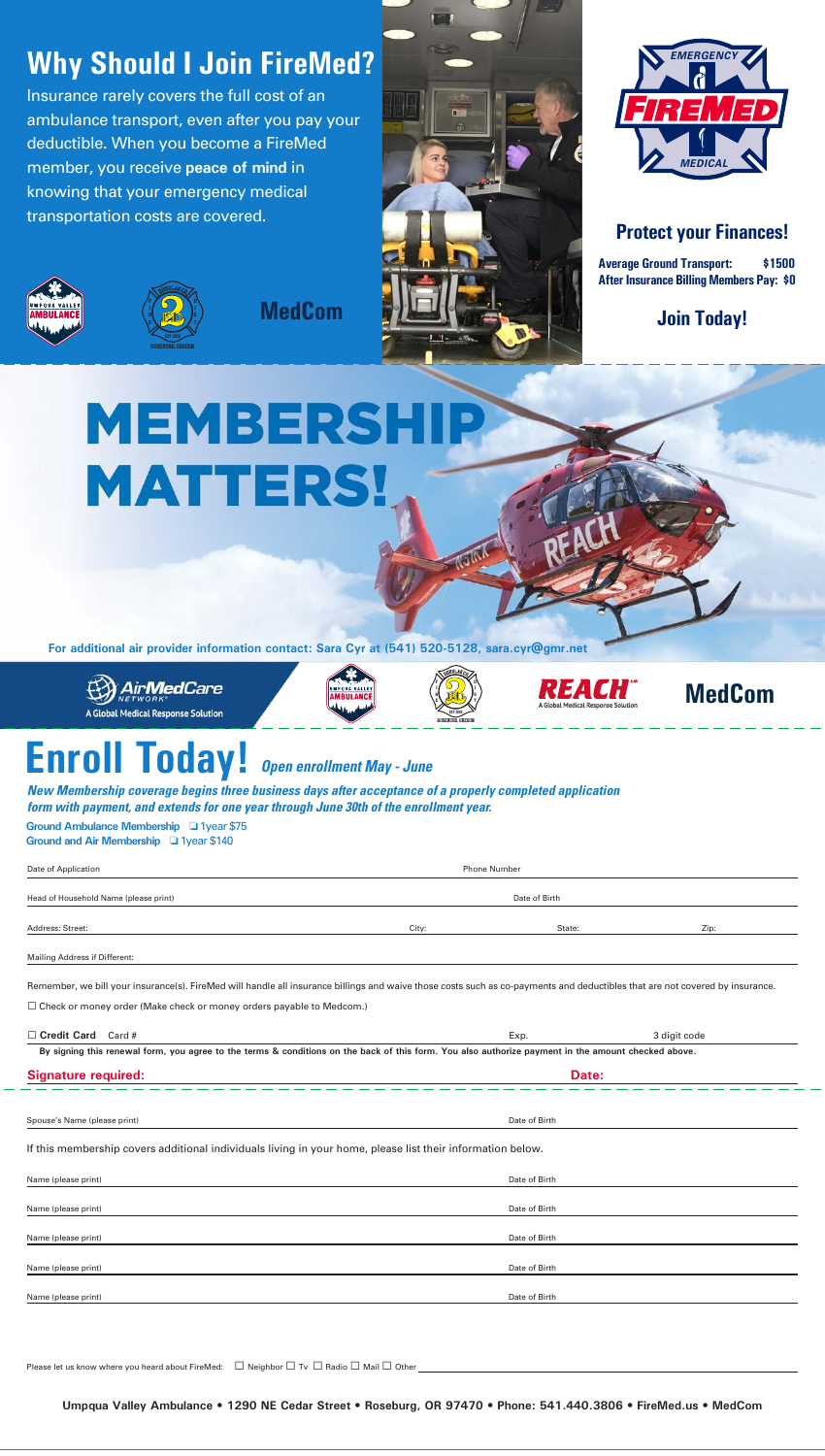# Why Should I Join FireMed?

Insurance rarely covers the full cost of an ambulance transport, even after you pay your deductible. When you become a FireMed member, you receive **peace of mind** in knowing that your emergency medical transportation costs are covered.

MedCom

EMERGENCY FIREMED MEDICAL

## Protect your Finances!

**Average Ground Transport: $1500**
**After Insurance Billing Members Pay: $0**

**Join Today!**

# MEMBERSHIP MATTERS!

**For additional air provider information contact: Sara Cyr at (541) 520-5128, sara.cyr@gmr.net**

AirMedCare Network® A Global Medical Response Solution — Umpqua Valley Ambulance — REACH A Global Medical Response Solution — MedCom

# Enroll Today! *Open enrollment May - June*

***New Membership coverage begins three business days after acceptance of a properly completed application form with payment, and extends for one year through June 30th of the enrollment year.***

**Ground Ambulance Membership** ☐ 1year $75
**Ground and Air Membership** ☐ 1year $140

Date of Application ____________ Phone Number ____________

Head of Household Name (please print) ____________ Date of Birth ____________

Address: Street: ____________ City: ____________ State: ____________ Zip: ____________

Mailing Address if Different: ____________

Remember, we bill your insurance(s). FireMed will handle all insurance billings and waive those costs such as co-payments and deductibles that are not covered by insurance.

☐ Check or money order (Make check or money orders payable to Medcom.)

☐ **Credit Card** Card # ____________ Exp. ____________ 3 digit code ____________

**By signing this renewal form, you agree to the terms & conditions on the back of this form. You also authorize payment in the amount checked above.**

**Signature required:** ____________ **Date:** ____________

Spouse's Name (please print) ____________ Date of Birth ____________

If this membership covers additional individuals living in your home, please list their information below.

Name (please print) ____________ Date of Birth ____________

Name (please print) ____________ Date of Birth ____________

Name (please print) ____________ Date of Birth ____________

Name (please print) ____________ Date of Birth ____________

Name (please print) ____________ Date of Birth ____________

Please let us know where you heard about FireMed: ☐ Neighbor ☐ Tv ☐ Radio ☐ Mail ☐ Other ____________

**Umpqua Valley Ambulance • 1290 NE Cedar Street • Roseburg, OR 97470 • Phone: 541.440.3806 • FireMed.us • MedCom**